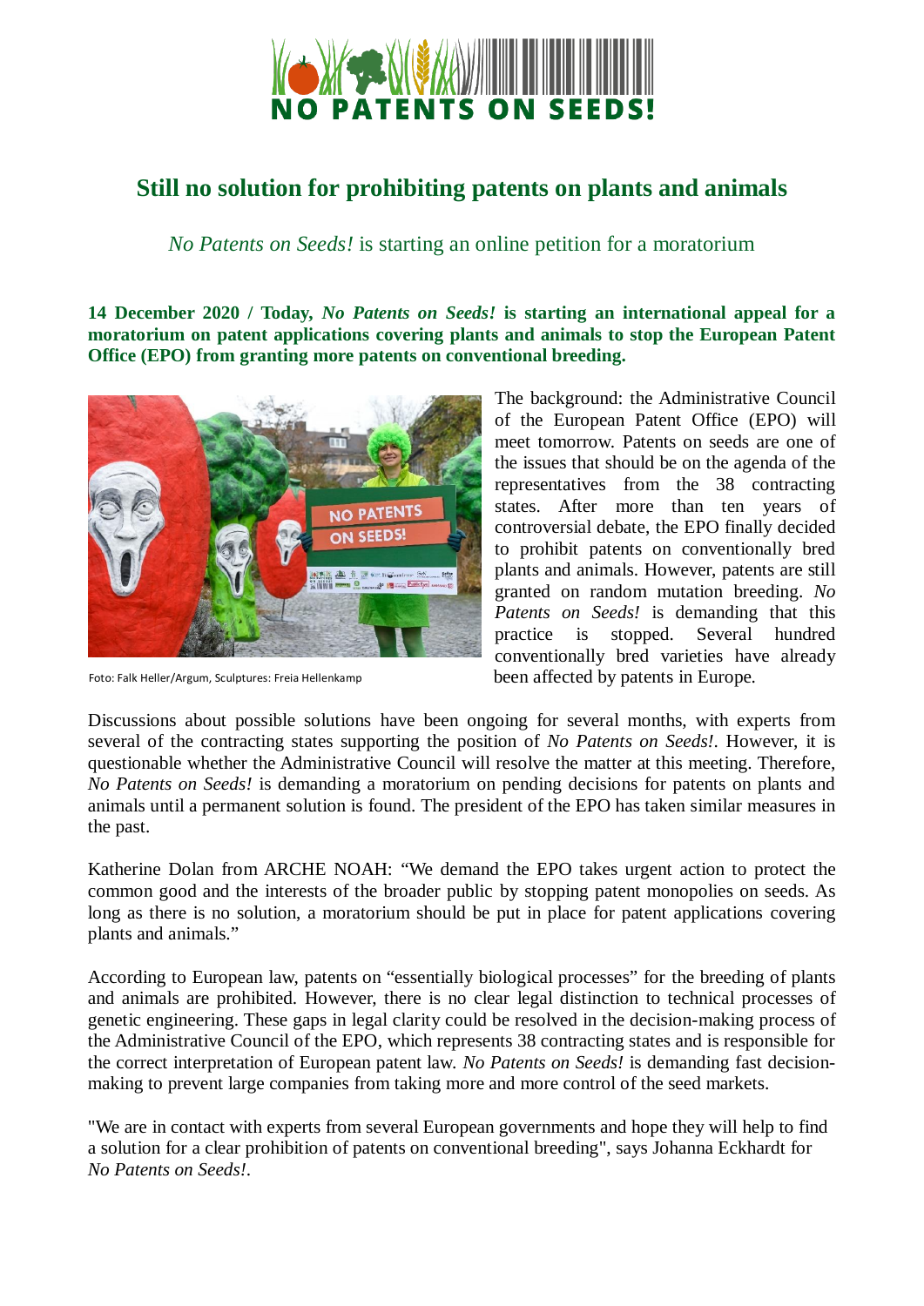# NO PATENTS ON SEEDS!

## Still no solution for prohibiting patents on plants and animals

*No Patents on Seeds!* is starting an online petition for a moratorium

**14 December 2020 / Today, *No Patents on Seeds!* is starting an international appeal for a moratorium on patent applications covering plants and animals to stop the European Patent Office (EPO) from granting more patents on conventional breeding.**

Foto: Falk Heller/Argum, Sculptures: Freia Hellenkamp

The background: the Administrative Council of the European Patent Office (EPO) will meet tomorrow. Patents on seeds are one of the issues that should be on the agenda of the representatives from the 38 contracting states. After more than ten years of controversial debate, the EPO finally decided to prohibit patents on conventionally bred plants and animals. However, patents are still granted on random mutation breeding. *No Patents on Seeds!* is demanding that this practice is stopped. Several hundred conventionally bred varieties have already been affected by patents in Europe.

Discussions about possible solutions have been ongoing for several months, with experts from several of the contracting states supporting the position of *No Patents on Seeds!*. However, it is questionable whether the Administrative Council will resolve the matter at this meeting. Therefore, *No Patents on Seeds!* is demanding a moratorium on pending decisions for patents on plants and animals until a permanent solution is found. The president of the EPO has taken similar measures in the past.

Katherine Dolan from ARCHE NOAH: "We demand the EPO takes urgent action to protect the common good and the interests of the broader public by stopping patent monopolies on seeds. As long as there is no solution, a moratorium should be put in place for patent applications covering plants and animals."

According to European law, patents on "essentially biological processes" for the breeding of plants and animals are prohibited. However, there is no clear legal distinction to technical processes of genetic engineering. These gaps in legal clarity could be resolved in the decision-making process of the Administrative Council of the EPO, which represents 38 contracting states and is responsible for the correct interpretation of European patent law. *No Patents on Seeds!* is demanding fast decision-making to prevent large companies from taking more and more control of the seed markets.

"We are in contact with experts from several European governments and hope they will help to find a solution for a clear prohibition of patents on conventional breeding", says Johanna Eckhardt for *No Patents on Seeds!*.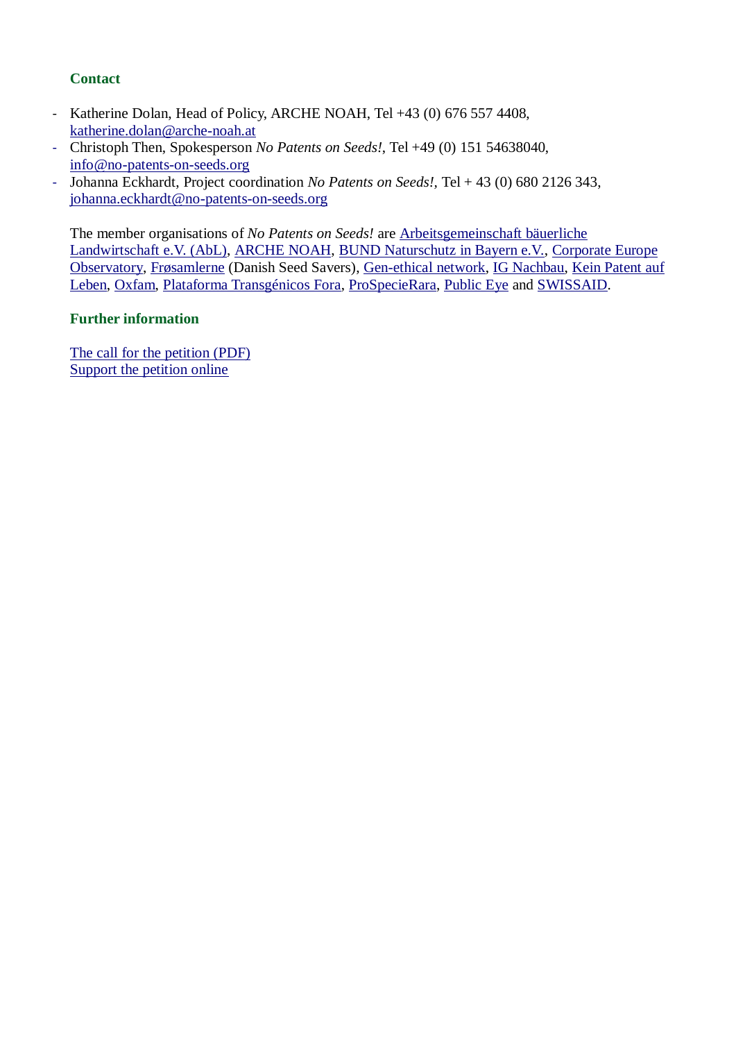## Contact

- Katherine Dolan, Head of Policy, ARCHE NOAH, Tel +43 (0) 676 557 4408, katherine.dolan@arche-noah.at
- Christoph Then, Spokesperson *No Patents on Seeds!*, Tel +49 (0) 151 54638040, info@no-patents-on-seeds.org
- Johanna Eckhardt, Project coordination *No Patents on Seeds!*, Tel + 43 (0) 680 2126 343, johanna.eckhardt@no-patents-on-seeds.org

The member organisations of *No Patents on Seeds!* are Arbeitsgemeinschaft bäuerliche Landwirtschaft e.V. (AbL), ARCHE NOAH, BUND Naturschutz in Bayern e.V., Corporate Europe Observatory, Frøsamlerne (Danish Seed Savers), Gen-ethical network, IG Nachbau, Kein Patent auf Leben, Oxfam, Plataforma Transgénicos Fora, ProSpecieRara, Public Eye and SWISSAID.

## Further information

The call for the petition (PDF)
Support the petition online